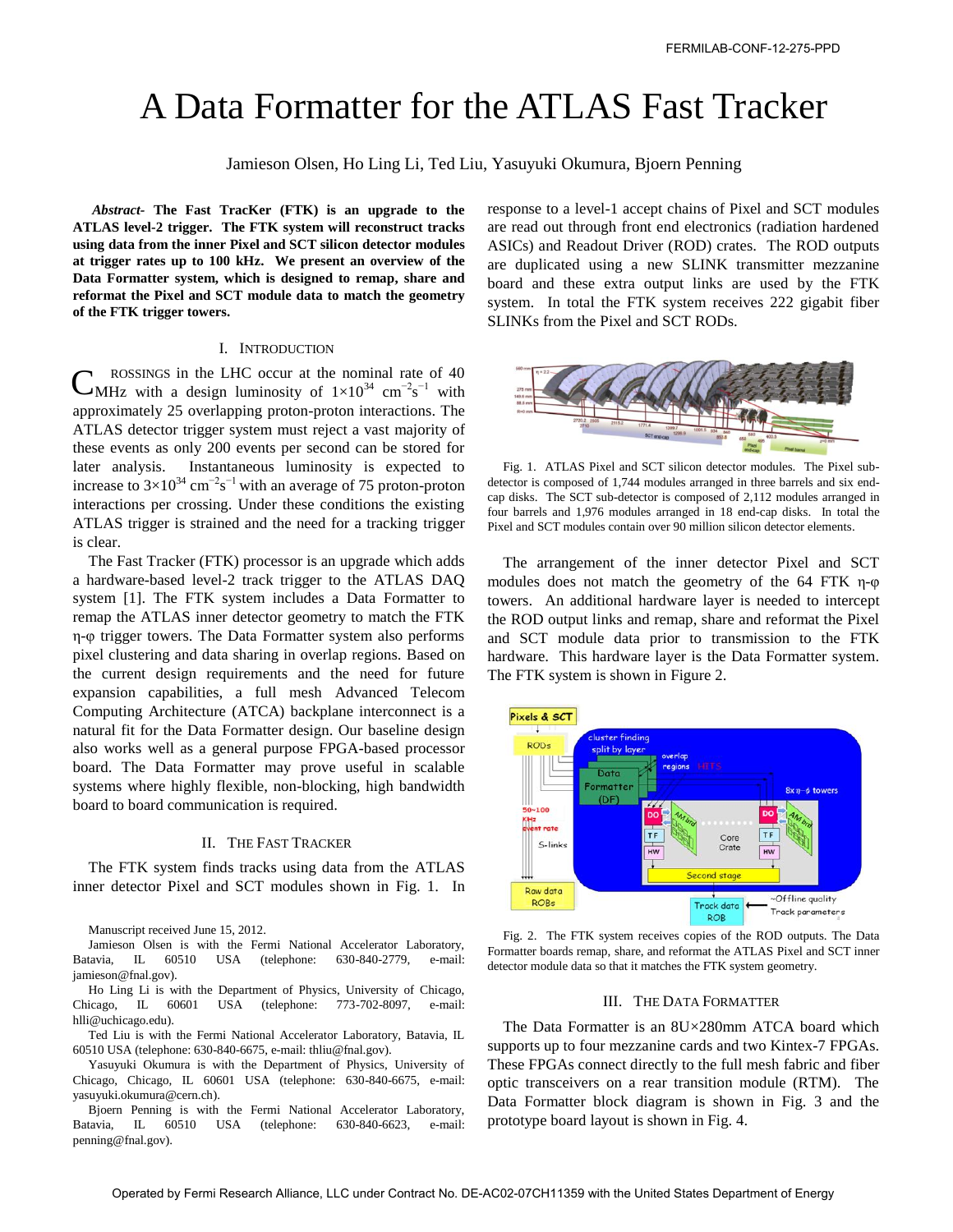FERMILAB-CONF-12-275-PPD

# A Data Formatter for the ATLAS Fast Tracker

Jamieson Olsen, Ho Ling Li, Ted Liu, Yasuyuki Okumura, Bjoern Penning

***Abstract*- The Fast TracKer (FTK) is an upgrade to the ATLAS level-2 trigger. The FTK system will reconstruct tracks using data from the inner Pixel and SCT silicon detector modules at trigger rates up to 100 kHz. We present an overview of the Data Formatter system, which is designed to remap, share and reformat the Pixel and SCT module data to match the geometry of the FTK trigger towers.**

## I. Introduction

Crossings in the LHC occur at the nominal rate of 40 MHz with a design luminosity of $1\times10^{34}$ cm$^{-2}$s$^{-1}$ with approximately 25 overlapping proton-proton interactions. The ATLAS detector trigger system must reject a vast majority of these events as only 200 events per second can be stored for later analysis. Instantaneous luminosity is expected to increase to $3\times10^{34}$ cm$^{-2}$s$^{-1}$ with an average of 75 proton-proton interactions per crossing. Under these conditions the existing ATLAS trigger is strained and the need for a tracking trigger is clear.

The Fast Tracker (FTK) processor is an upgrade which adds a hardware-based level-2 track trigger to the ATLAS DAQ system [1]. The FTK system includes a Data Formatter to remap the ATLAS inner detector geometry to match the FTK η-φ trigger towers. The Data Formatter system also performs pixel clustering and data sharing in overlap regions. Based on the current design requirements and the need for future expansion capabilities, a full mesh Advanced Telecom Computing Architecture (ATCA) backplane interconnect is a natural fit for the Data Formatter design. Our baseline design also works well as a general purpose FPGA-based processor board. The Data Formatter may prove useful in scalable systems where highly flexible, non-blocking, high bandwidth board to board communication is required.

## II. The Fast Tracker

The FTK system finds tracks using data from the ATLAS inner detector Pixel and SCT modules shown in Fig. 1. In response to a level-1 accept chains of Pixel and SCT modules are read out through front end electronics (radiation hardened ASICs) and Readout Driver (ROD) crates. The ROD outputs are duplicated using a new SLINK transmitter mezzanine board and these extra output links are used by the FTK system. In total the FTK system receives 222 gigabit fiber SLINKs from the Pixel and SCT RODs.

Fig. 1. ATLAS Pixel and SCT silicon detector modules. The Pixel sub-detector is composed of 1,744 modules arranged in three barrels and six end-cap disks. The SCT sub-detector is composed of 2,112 modules arranged in four barrels and 1,976 modules arranged in 18 end-cap disks. In total the Pixel and SCT modules contain over 90 million silicon detector elements.

The arrangement of the inner detector Pixel and SCT modules does not match the geometry of the 64 FTK η-φ towers. An additional hardware layer is needed to intercept the ROD output links and remap, share and reformat the Pixel and SCT module data prior to transmission to the FTK hardware. This hardware layer is the Data Formatter system. The FTK system is shown in Figure 2.

Fig. 2. The FTK system receives copies of the ROD outputs. The Data Formatter boards remap, share, and reformat the ATLAS Pixel and SCT inner detector module data so that it matches the FTK system geometry.

## III. The Data Formatter

The Data Formatter is an 8U×280mm ATCA board which supports up to four mezzanine cards and two Kintex-7 FPGAs. These FPGAs connect directly to the full mesh fabric and fiber optic transceivers on a rear transition module (RTM). The Data Formatter block diagram is shown in Fig. 3 and the prototype board layout is shown in Fig. 4.

Manuscript received June 15, 2012.

Jamieson Olsen is with the Fermi National Accelerator Laboratory, Batavia, IL 60510 USA (telephone: 630-840-2779, e-mail: jamieson@fnal.gov).

Ho Ling Li is with the Department of Physics, University of Chicago, Chicago, IL 60601 USA (telephone: 773-702-8097, e-mail: hlli@uchicago.edu).

Ted Liu is with the Fermi National Accelerator Laboratory, Batavia, IL 60510 USA (telephone: 630-840-6675, e-mail: thliu@fnal.gov).

Yasuyuki Okumura is with the Department of Physics, University of Chicago, Chicago, IL 60601 USA (telephone: 630-840-6675, e-mail: yasuyuki.okumura@cern.ch).

Bjoern Penning is with the Fermi National Accelerator Laboratory, Batavia, IL 60510 USA (telephone: 630-840-6623, e-mail: penning@fnal.gov).

Operated by Fermi Research Alliance, LLC under Contract No. DE-AC02-07CH11359 with the United States Department of Energy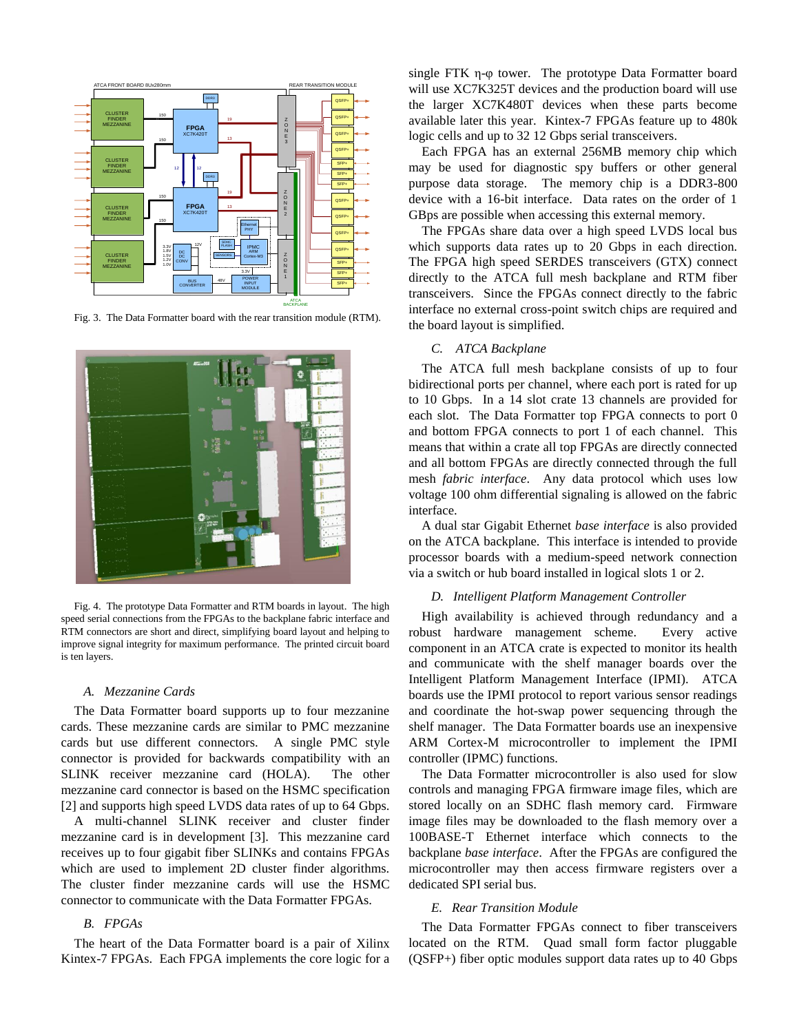Fig. 3. The Data Formatter board with the rear transition module (RTM).

Fig. 4. The prototype Data Formatter and RTM boards in layout. The high speed serial connections from the FPGAs to the backplane fabric interface and RTM connectors are short and direct, simplifying board layout and helping to improve signal integrity for maximum performance. The printed circuit board is ten layers.

### A. Mezzanine Cards

The Data Formatter board supports up to four mezzanine cards. These mezzanine cards are similar to PMC mezzanine cards but use different connectors. A single PMC style connector is provided for backwards compatibility with an SLINK receiver mezzanine card (HOLA). The other mezzanine card connector is based on the HSMC specification [2] and supports high speed LVDS data rates of up to 64 Gbps.

A multi-channel SLINK receiver and cluster finder mezzanine card is in development [3]. This mezzanine card receives up to four gigabit fiber SLINKs and contains FPGAs which are used to implement 2D cluster finder algorithms. The cluster finder mezzanine cards will use the HSMC connector to communicate with the Data Formatter FPGAs.

### B. FPGAs

The heart of the Data Formatter board is a pair of Xilinx Kintex-7 FPGAs. Each FPGA implements the core logic for a single FTK η-φ tower. The prototype Data Formatter board will use XC7K325T devices and the production board will use the larger XC7K480T devices when these parts become available later this year. Kintex-7 FPGAs feature up to 480k logic cells and up to 32 12 Gbps serial transceivers.

Each FPGA has an external 256MB memory chip which may be used for diagnostic spy buffers or other general purpose data storage. The memory chip is a DDR3-800 device with a 16-bit interface. Data rates on the order of 1 GBps are possible when accessing this external memory.

The FPGAs share data over a high speed LVDS local bus which supports data rates up to 20 Gbps in each direction. The FPGA high speed SERDES transceivers (GTX) connect directly to the ATCA full mesh backplane and RTM fiber transceivers. Since the FPGAs connect directly to the fabric interface no external cross-point switch chips are required and the board layout is simplified.

### C. ATCA Backplane

The ATCA full mesh backplane consists of up to four bidirectional ports per channel, where each port is rated for up to 10 Gbps. In a 14 slot crate 13 channels are provided for each slot. The Data Formatter top FPGA connects to port 0 and bottom FPGA connects to port 1 of each channel. This means that within a crate all top FPGAs are directly connected and all bottom FPGAs are directly connected through the full mesh *fabric interface*. Any data protocol which uses low voltage 100 ohm differential signaling is allowed on the fabric interface.

A dual star Gigabit Ethernet *base interface* is also provided on the ATCA backplane. This interface is intended to provide processor boards with a medium-speed network connection via a switch or hub board installed in logical slots 1 or 2.

### D. Intelligent Platform Management Controller

High availability is achieved through redundancy and a robust hardware management scheme. Every active component in an ATCA crate is expected to monitor its health and communicate with the shelf manager boards over the Intelligent Platform Management Interface (IPMI). ATCA boards use the IPMI protocol to report various sensor readings and coordinate the hot-swap power sequencing through the shelf manager. The Data Formatter boards use an inexpensive ARM Cortex-M microcontroller to implement the IPMI controller (IPMC) functions.

The Data Formatter microcontroller is also used for slow controls and managing FPGA firmware image files, which are stored locally on an SDHC flash memory card. Firmware image files may be downloaded to the flash memory over a 100BASE-T Ethernet interface which connects to the backplane *base interface*. After the FPGAs are configured the microcontroller may then access firmware registers over a dedicated SPI serial bus.

### E. Rear Transition Module

The Data Formatter FPGAs connect to fiber transceivers located on the RTM. Quad small form factor pluggable (QSFP+) fiber optic modules support data rates up to 40 Gbps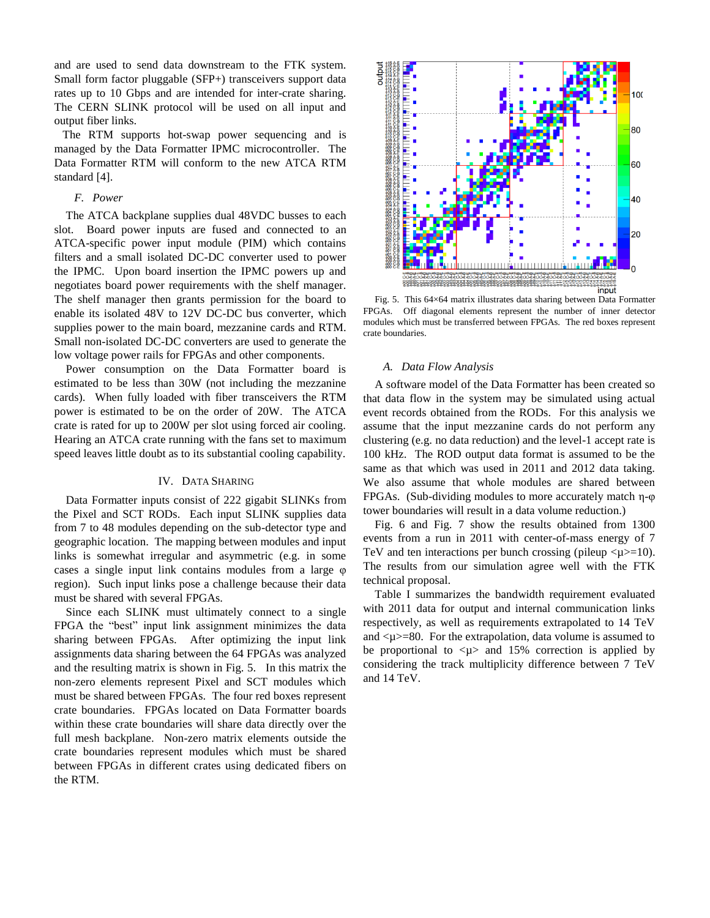and are used to send data downstream to the FTK system. Small form factor pluggable (SFP+) transceivers support data rates up to 10 Gbps and are intended for inter-crate sharing. The CERN SLINK protocol will be used on all input and output fiber links.

The RTM supports hot-swap power sequencing and is managed by the Data Formatter IPMC microcontroller. The Data Formatter RTM will conform to the new ATCA RTM standard [4].

### *F. Power*

The ATCA backplane supplies dual 48VDC busses to each slot. Board power inputs are fused and connected to an ATCA-specific power input module (PIM) which contains filters and a small isolated DC-DC converter used to power the IPMC. Upon board insertion the IPMC powers up and negotiates board power requirements with the shelf manager. The shelf manager then grants permission for the board to enable its isolated 48V to 12V DC-DC bus converter, which supplies power to the main board, mezzanine cards and RTM. Small non-isolated DC-DC converters are used to generate the low voltage power rails for FPGAs and other components.

Power consumption on the Data Formatter board is estimated to be less than 30W (not including the mezzanine cards). When fully loaded with fiber transceivers the RTM power is estimated to be on the order of 20W. The ATCA crate is rated for up to 200W per slot using forced air cooling. Hearing an ATCA crate running with the fans set to maximum speed leaves little doubt as to its substantial cooling capability.

## IV. Data Sharing

Data Formatter inputs consist of 222 gigabit SLINKs from the Pixel and SCT RODs. Each input SLINK supplies data from 7 to 48 modules depending on the sub-detector type and geographic location. The mapping between modules and input links is somewhat irregular and asymmetric (e.g. in some cases a single input link contains modules from a large φ region). Such input links pose a challenge because their data must be shared with several FPGAs.

Since each SLINK must ultimately connect to a single FPGA the "best" input link assignment minimizes the data sharing between FPGAs. After optimizing the input link assignments data sharing between the 64 FPGAs was analyzed and the resulting matrix is shown in Fig. 5. In this matrix the non-zero elements represent Pixel and SCT modules which must be shared between FPGAs. The four red boxes represent crate boundaries. FPGAs located on Data Formatter boards within these crate boundaries will share data directly over the full mesh backplane. Non-zero matrix elements outside the crate boundaries represent modules which must be shared between FPGAs in different crates using dedicated fibers on the RTM.

Fig. 5. This 64×64 matrix illustrates data sharing between Data Formatter FPGAs. Off diagonal elements represent the number of inner detector modules which must be transferred between FPGAs. The red boxes represent crate boundaries.

### *A. Data Flow Analysis*

A software model of the Data Formatter has been created so that data flow in the system may be simulated using actual event records obtained from the RODs. For this analysis we assume that the input mezzanine cards do not perform any clustering (e.g. no data reduction) and the level-1 accept rate is 100 kHz. The ROD output data format is assumed to be the same as that which was used in 2011 and 2012 data taking. We also assume that whole modules are shared between FPGAs. (Sub-dividing modules to more accurately match η-φ tower boundaries will result in a data volume reduction.)

Fig. 6 and Fig. 7 show the results obtained from 1300 events from a run in 2011 with center-of-mass energy of 7 TeV and ten interactions per bunch crossing (pileup $\langle\mu\rangle$=10). The results from our simulation agree well with the FTK technical proposal.

Table I summarizes the bandwidth requirement evaluated with 2011 data for output and internal communication links respectively, as well as requirements extrapolated to 14 TeV and $\langle\mu\rangle$=80. For the extrapolation, data volume is assumed to be proportional to $\langle\mu\rangle$ and 15% correction is applied by considering the track multiplicity difference between 7 TeV and 14 TeV.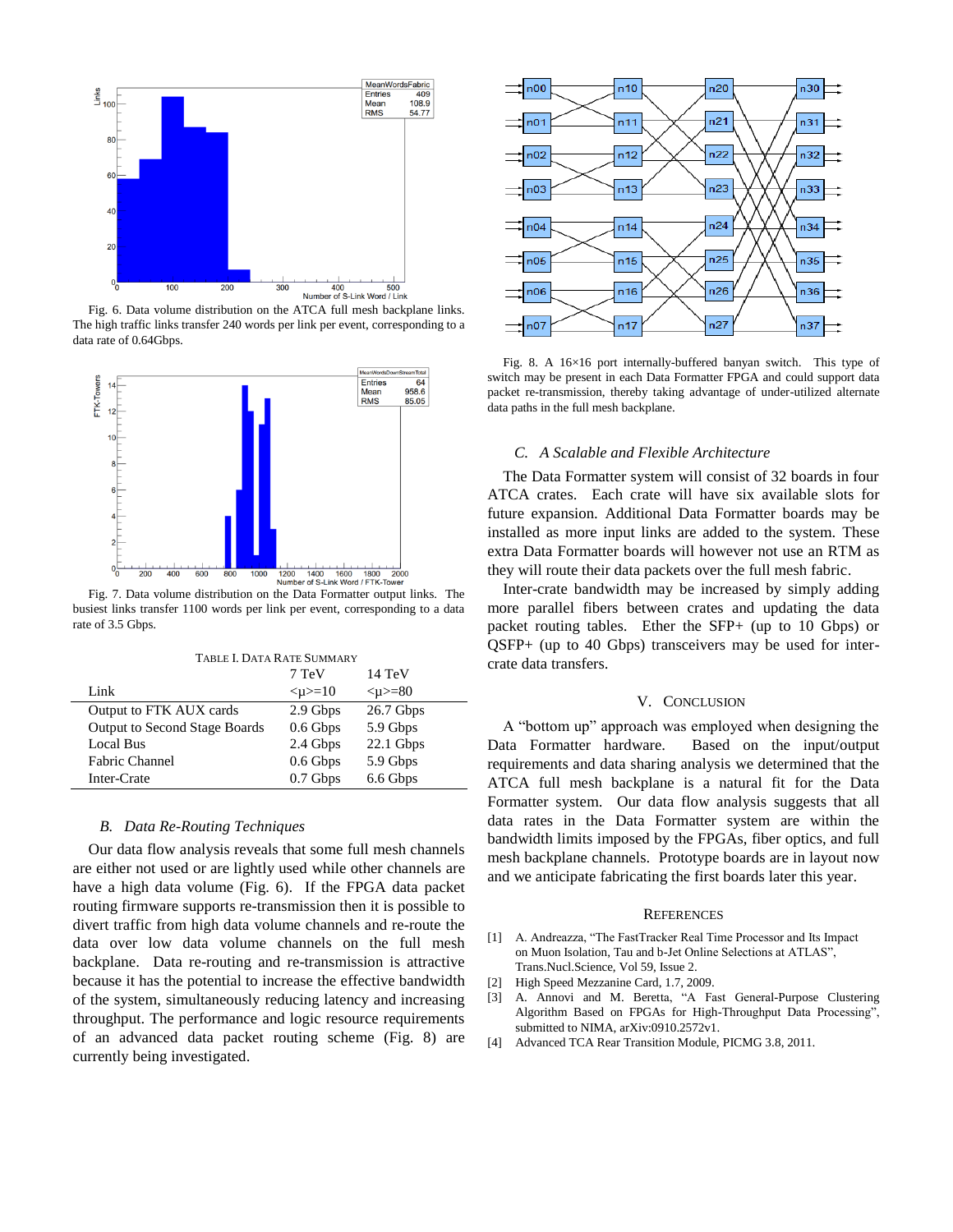MeanWordsFabric
Entries 409
Mean 108.9
RMS 54.77

Links

0 100 200 300 400 500

Number of S-Link Word / Link

Fig. 6. Data volume distribution on the ATCA full mesh backplane links. The high traffic links transfer 240 words per link per event, corresponding to a data rate of 0.64Gbps.

MeanWordsDownStreamTotal
Entries 64
Mean 958.6
RMS 85.05

FTK-Towers

0 200 400 600 800 1000 1200 1400 1600 1800 2000

Number of S-Link Word / FTK-Tower

Fig. 7. Data volume distribution on the Data Formatter output links. The busiest links transfer 1100 words per link per event, corresponding to a data rate of 3.5 Gbps.

TABLE I. DATA RATE SUMMARY

| Link | 7 TeV <μ>=10 | 14 TeV <μ>=80 |
|---|---|---|
| Output to FTK AUX cards | 2.9 Gbps | 26.7 Gbps |
| Output to Second Stage Boards | 0.6 Gbps | 5.9 Gbps |
| Local Bus | 2.4 Gbps | 22.1 Gbps |
| Fabric Channel | 0.6 Gbps | 5.9 Gbps |
| Inter-Crate | 0.7 Gbps | 6.6 Gbps |

### *B. Data Re-Routing Techniques*

Our data flow analysis reveals that some full mesh channels are either not used or are lightly used while other channels are have a high data volume (Fig. 6). If the FPGA data packet routing firmware supports re-transmission then it is possible to divert traffic from high data volume channels and re-route the data over low data volume channels on the full mesh backplane. Data re-routing and re-transmission is attractive because it has the potential to increase the effective bandwidth of the system, simultaneously reducing latency and increasing throughput. The performance and logic resource requirements of an advanced data packet routing scheme (Fig. 8) are currently being investigated.

n00 n10 n20 n30
n01 n11 n21 n31
n02 n12 n22 n32
n03 n13 n23 n33
n04 n14 n24 n34
n05 n15 n25 n35
n06 n16 n26 n36
n07 n17 n27 n37

Fig. 8. A 16×16 port internally-buffered banyan switch. This type of switch may be present in each Data Formatter FPGA and could support data packet re-transmission, thereby taking advantage of under-utilized alternate data paths in the full mesh backplane.

### *C. A Scalable and Flexible Architecture*

The Data Formatter system will consist of 32 boards in four ATCA crates. Each crate will have six available slots for future expansion. Additional Data Formatter boards may be installed as more input links are added to the system. These extra Data Formatter boards will however not use an RTM as they will route their data packets over the full mesh fabric.

Inter-crate bandwidth may be increased by simply adding more parallel fibers between crates and updating the data packet routing tables. Ether the SFP+ (up to 10 Gbps) or QSFP+ (up to 40 Gbps) transceivers may be used for inter-crate data transfers.

## V. CONCLUSION

A "bottom up" approach was employed when designing the Data Formatter hardware. Based on the input/output requirements and data sharing analysis we determined that the ATCA full mesh backplane is a natural fit for the Data Formatter system. Our data flow analysis suggests that all data rates in the Data Formatter system are within the bandwidth limits imposed by the FPGAs, fiber optics, and full mesh backplane channels. Prototype boards are in layout now and we anticipate fabricating the first boards later this year.

## REFERENCES

[1] A. Andreazza, "The FastTracker Real Time Processor and Its Impact on Muon Isolation, Tau and b-Jet Online Selections at ATLAS", Trans.Nucl.Science, Vol 59, Issue 2.

[2] High Speed Mezzanine Card, 1.7, 2009.

[3] A. Annovi and M. Beretta, "A Fast General-Purpose Clustering Algorithm Based on FPGAs for High-Throughput Data Processing", submitted to NIMA, arXiv:0910.2572v1.

[4] Advanced TCA Rear Transition Module, PICMG 3.8, 2011.